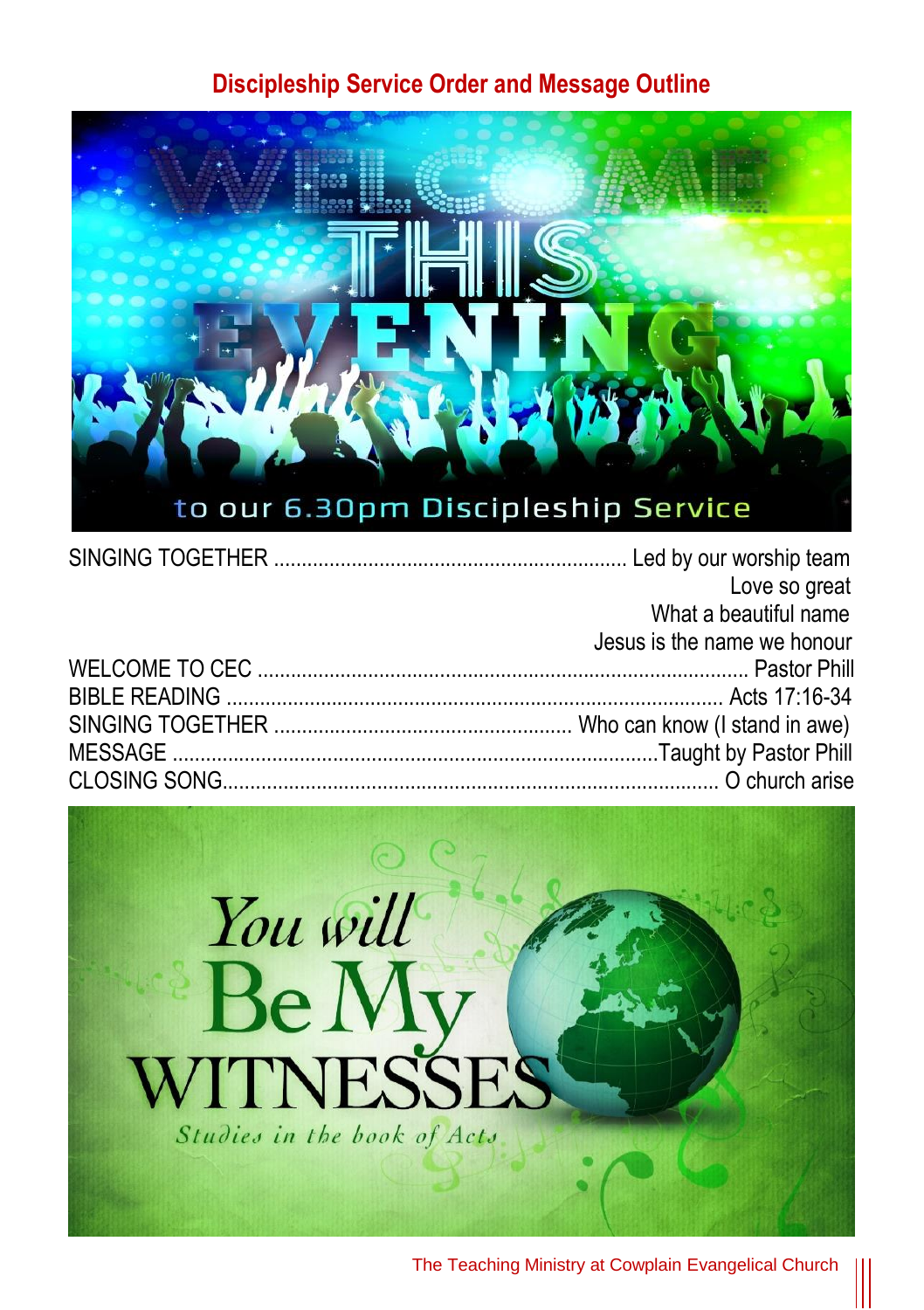# Discipleship Service Order and Message Outline

WELCOME THIS EVENING

to our 6.30pm Discipleship Service

| | |
|---|---|
| SINGING TOGETHER | Led by our worship team<br>Love so great<br>What a beautiful name<br>Jesus is the name we honour |
| WELCOME TO CEC | Pastor Phill |
| BIBLE READING | Acts 17:16-34 |
| SINGING TOGETHER | Who can know (I stand in awe) |
| MESSAGE | Taught by Pastor Phill |
| CLOSING SONG | O church arise |

*You will* Be My WITNESSES

*Studies in the book of Acts*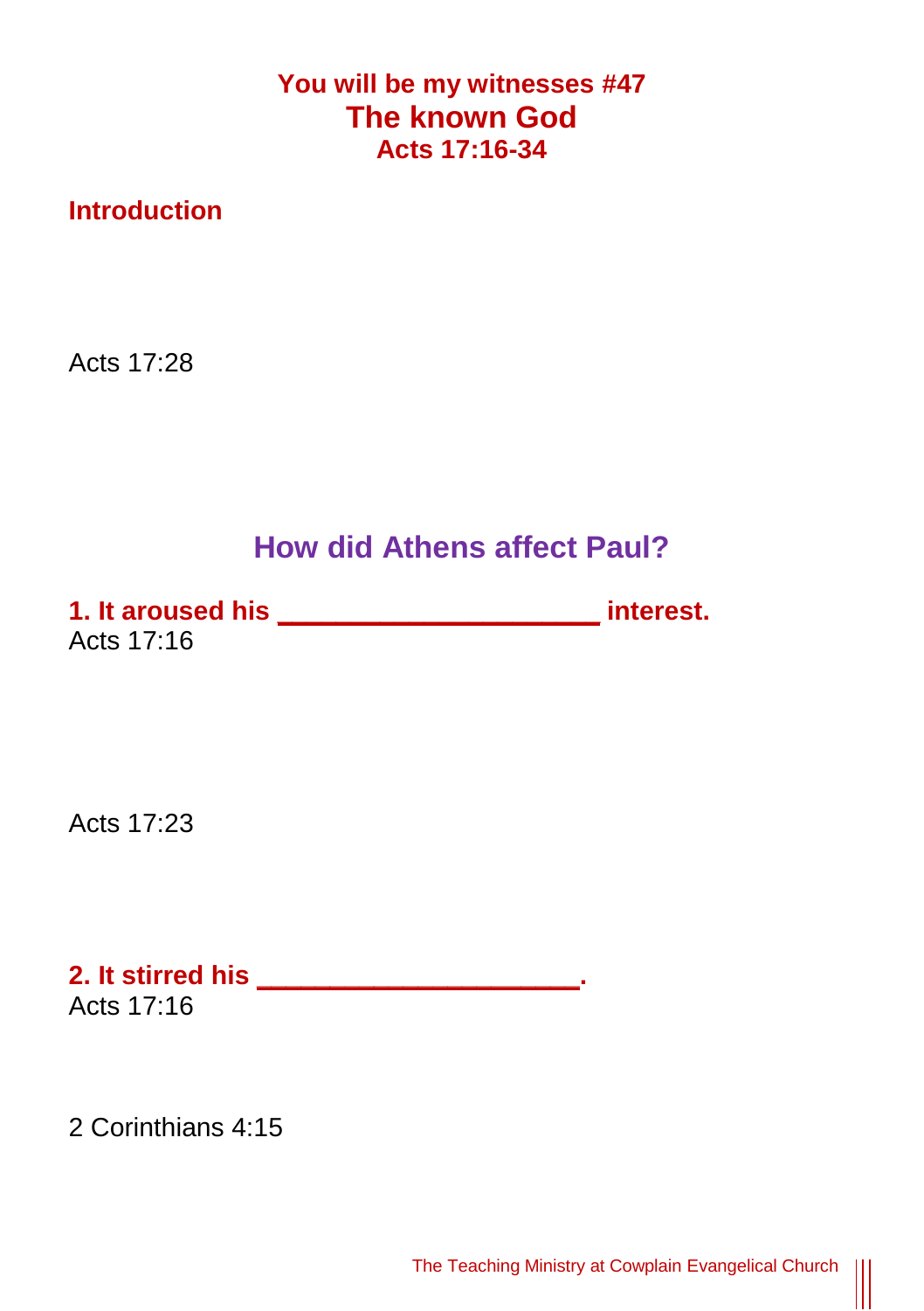**You will be my witnesses #47**

# The known God

**Acts 17:16-34**

## Introduction

Acts 17:28

## How did Athens affect Paul?

**1. It aroused his ____________________ interest.**

Acts 17:16

Acts 17:23

**2. It stirred his ____________________.**

Acts 17:16

2 Corinthians 4:15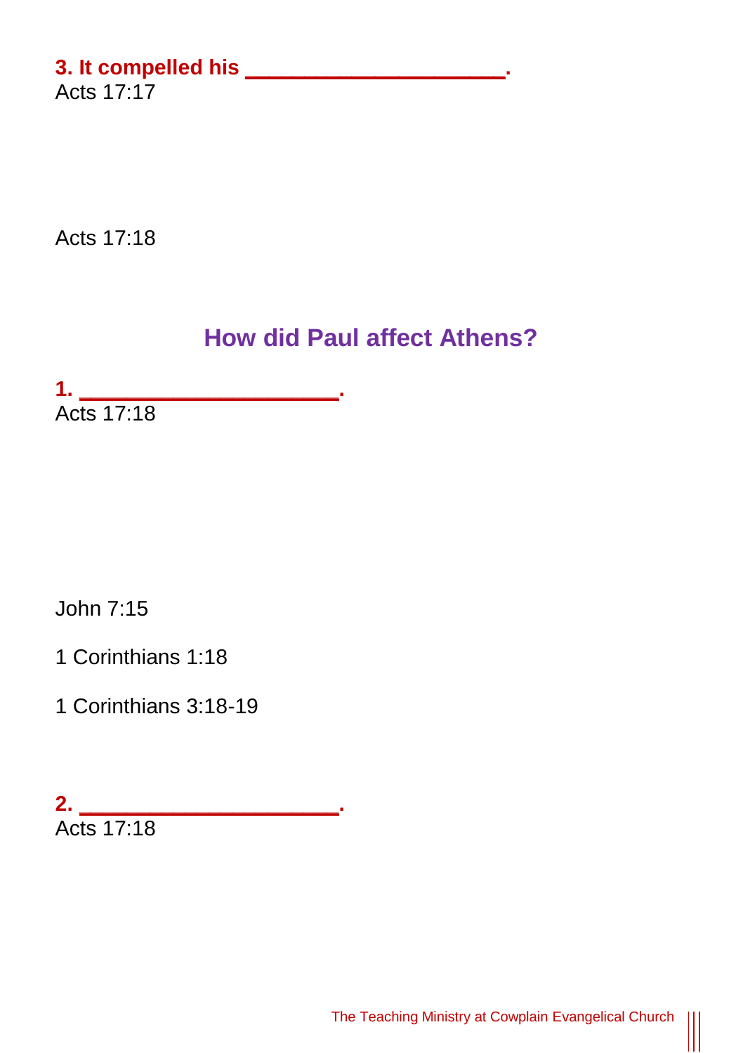**3. It compelled his ____________________.**

Acts 17:17

Acts 17:18

## How did Paul affect Athens?

**1. ____________________.**

Acts 17:18

John 7:15

1 Corinthians 1:18

1 Corinthians 3:18-19

**2. ____________________.**

Acts 17:18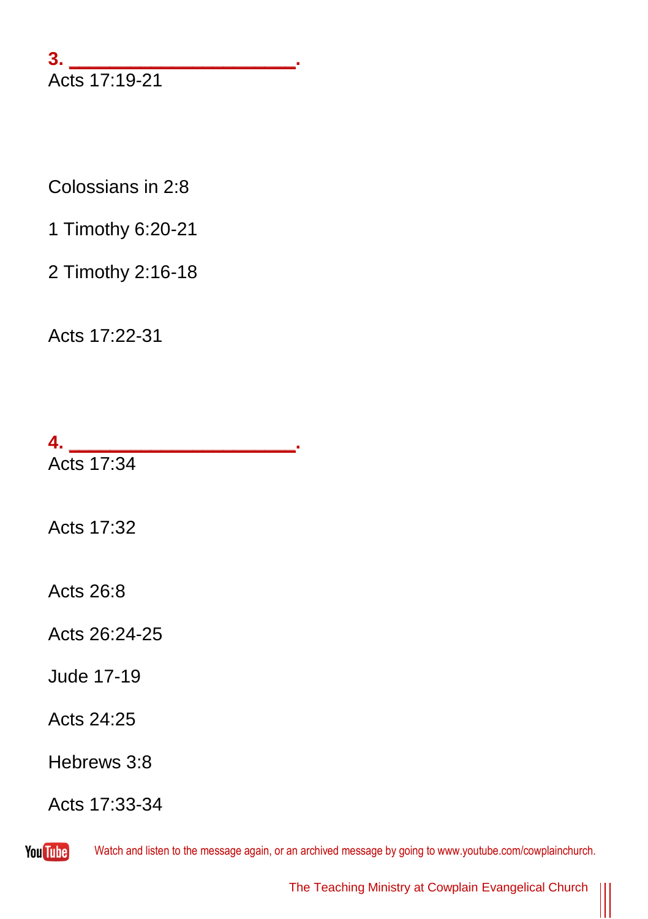**3. ____________________.**

Acts 17:19-21

Colossians in 2:8

1 Timothy 6:20-21

2 Timothy 2:16-18

Acts 17:22-31

**4. ____________________.**

Acts 17:34

Acts 17:32

Acts 26:8

Acts 26:24-25

Jude 17-19

Acts 24:25

Hebrews 3:8

Acts 17:33-34

YouTube Watch and listen to the message again, or an archived message by going to www.youtube.com/cowplainchurch.

The Teaching Ministry at Cowplain Evangelical Church